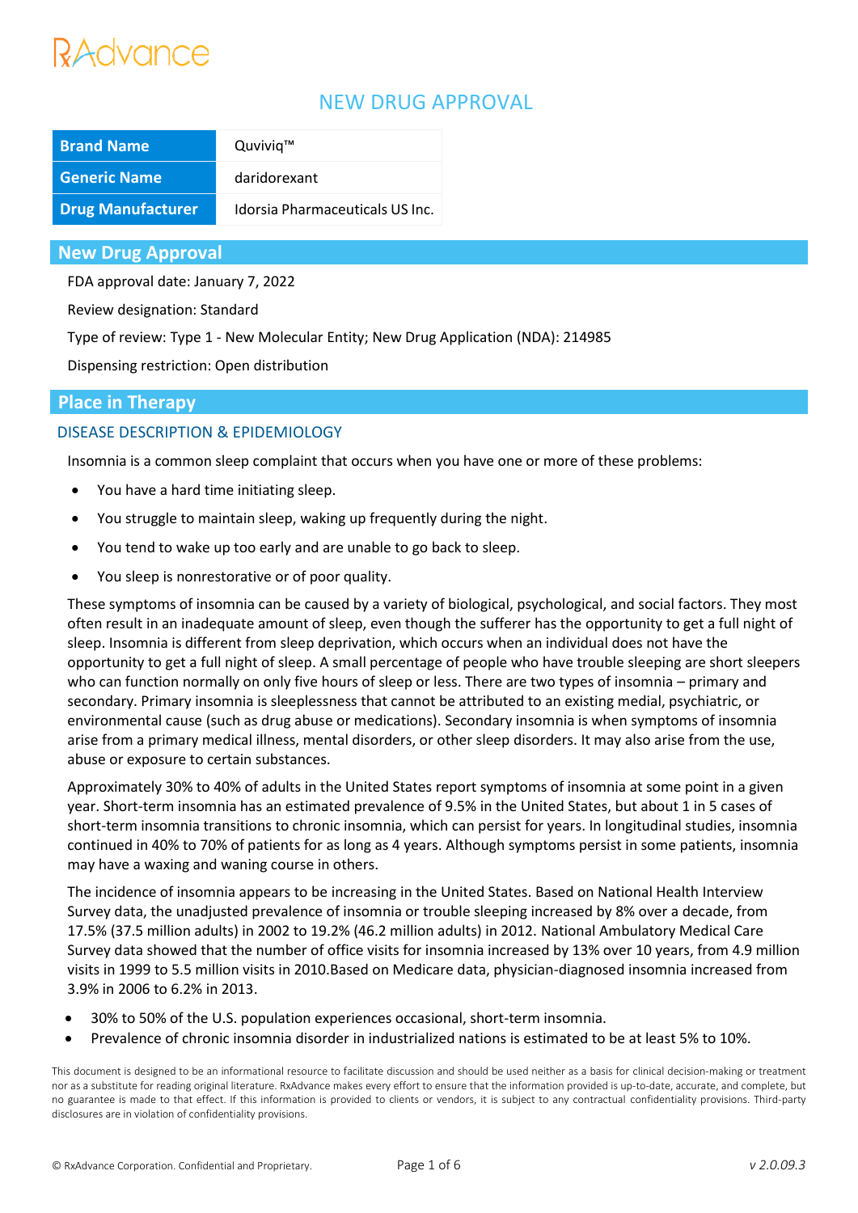RAdvance

# NEW DRUG APPROVAL

| | |
|---|---|
| **Brand Name** | Quviviq™ |
| **Generic Name** | daridorexant |
| **Drug Manufacturer** | Idorsia Pharmaceuticals US Inc. |

## New Drug Approval

FDA approval date: January 7, 2022

Review designation: Standard

Type of review: Type 1 - New Molecular Entity; New Drug Application (NDA): 214985

Dispensing restriction: Open distribution

## Place in Therapy

### DISEASE DESCRIPTION & EPIDEMIOLOGY

Insomnia is a common sleep complaint that occurs when you have one or more of these problems:

- You have a hard time initiating sleep.
- You struggle to maintain sleep, waking up frequently during the night.
- You tend to wake up too early and are unable to go back to sleep.
- You sleep is nonrestorative or of poor quality.

These symptoms of insomnia can be caused by a variety of biological, psychological, and social factors. They most often result in an inadequate amount of sleep, even though the sufferer has the opportunity to get a full night of sleep. Insomnia is different from sleep deprivation, which occurs when an individual does not have the opportunity to get a full night of sleep. A small percentage of people who have trouble sleeping are short sleepers who can function normally on only five hours of sleep or less. There are two types of insomnia – primary and secondary. Primary insomnia is sleeplessness that cannot be attributed to an existing medial, psychiatric, or environmental cause (such as drug abuse or medications). Secondary insomnia is when symptoms of insomnia arise from a primary medical illness, mental disorders, or other sleep disorders. It may also arise from the use, abuse or exposure to certain substances.

Approximately 30% to 40% of adults in the United States report symptoms of insomnia at some point in a given year. Short-term insomnia has an estimated prevalence of 9.5% in the United States, but about 1 in 5 cases of short-term insomnia transitions to chronic insomnia, which can persist for years. In longitudinal studies, insomnia continued in 40% to 70% of patients for as long as 4 years. Although symptoms persist in some patients, insomnia may have a waxing and waning course in others.

The incidence of insomnia appears to be increasing in the United States. Based on National Health Interview Survey data, the unadjusted prevalence of insomnia or trouble sleeping increased by 8% over a decade, from 17.5% (37.5 million adults) in 2002 to 19.2% (46.2 million adults) in 2012. National Ambulatory Medical Care Survey data showed that the number of office visits for insomnia increased by 13% over 10 years, from 4.9 million visits in 1999 to 5.5 million visits in 2010.Based on Medicare data, physician-diagnosed insomnia increased from 3.9% in 2006 to 6.2% in 2013.

- 30% to 50% of the U.S. population experiences occasional, short-term insomnia.
- Prevalence of chronic insomnia disorder in industrialized nations is estimated to be at least 5% to 10%.

This document is designed to be an informational resource to facilitate discussion and should be used neither as a basis for clinical decision-making or treatment nor as a substitute for reading original literature. RxAdvance makes every effort to ensure that the information provided is up-to-date, accurate, and complete, but no guarantee is made to that effect. If this information is provided to clients or vendors, it is subject to any contractual confidentiality provisions. Third-party disclosures are in violation of confidentiality provisions.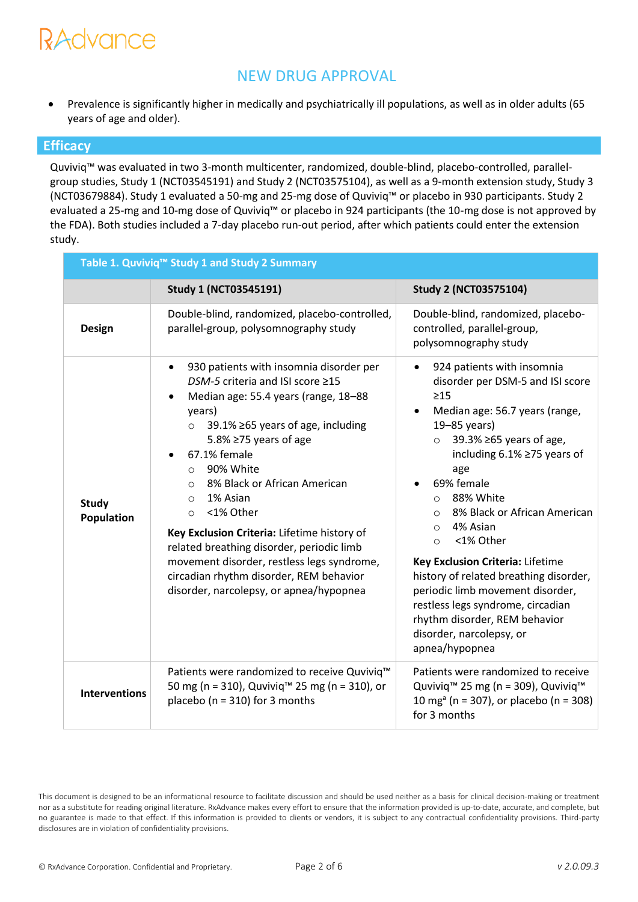- Prevalence is significantly higher in medically and psychiatrically ill populations, as well as in older adults (65 years of age and older).

## Efficacy

Quviviq™ was evaluated in two 3-month multicenter, randomized, double-blind, placebo-controlled, parallel-group studies, Study 1 (NCT03545191) and Study 2 (NCT03575104), as well as a 9-month extension study, Study 3 (NCT03679884). Study 1 evaluated a 50-mg and 25-mg dose of Quviviq™ or placebo in 930 participants. Study 2 evaluated a 25-mg and 10-mg dose of Quviviq™ or placebo in 924 participants (the 10-mg dose is not approved by the FDA). Both studies included a 7-day placebo run-out period, after which patients could enter the extension study.

**Table 1. Quviviq™ Study 1 and Study 2 Summary**

| | Study 1 (NCT03545191) | Study 2 (NCT03575104) |
|---|---|---|
| **Design** | Double-blind, randomized, placebo-controlled, parallel-group, polysomnography study | Double-blind, randomized, placebo-controlled, parallel-group, polysomnography study |
| **Study Population** | • 930 patients with insomnia disorder per *DSM-5* criteria and ISI score ≥15<br>• Median age: 55.4 years (range, 18–88 years)<br>  ○ 39.1% ≥65 years of age, including 5.8% ≥75 years of age<br>• 67.1% female<br>  ○ 90% White<br>  ○ 8% Black or African American<br>  ○ 1% Asian<br>  ○ <1% Other<br>**Key Exclusion Criteria:** Lifetime history of related breathing disorder, periodic limb movement disorder, restless legs syndrome, circadian rhythm disorder, REM behavior disorder, narcolepsy, or apnea/hypopnea | • 924 patients with insomnia disorder per DSM-5 and ISI score ≥15<br>• Median age: 56.7 years (range, 19–85 years)<br>  ○ 39.3% ≥65 years of age, including 6.1% ≥75 years of age<br>• 69% female<br>  ○ 88% White<br>  ○ 8% Black or African American<br>  ○ 4% Asian<br>  ○ <1% Other<br>**Key Exclusion Criteria:** Lifetime history of related breathing disorder, periodic limb movement disorder, restless legs syndrome, circadian rhythm disorder, REM behavior disorder, narcolepsy, or apnea/hypopnea |
| **Interventions** | Patients were randomized to receive Quviviq™ 50 mg (n = 310), Quviviq™ 25 mg (n = 310), or placebo (n = 310) for 3 months | Patients were randomized to receive Quviviq™ 25 mg (n = 309), Quviviq™ 10 mg[a] (n = 307), or placebo (n = 308) for 3 months |

This document is designed to be an informational resource to facilitate discussion and should be used neither as a basis for clinical decision-making or treatment nor as a substitute for reading original literature. RxAdvance makes every effort to ensure that the information provided is up-to-date, accurate, and complete, but no guarantee is made to that effect. If this information is provided to clients or vendors, it is subject to any contractual confidentiality provisions. Third-party disclosures are in violation of confidentiality provisions.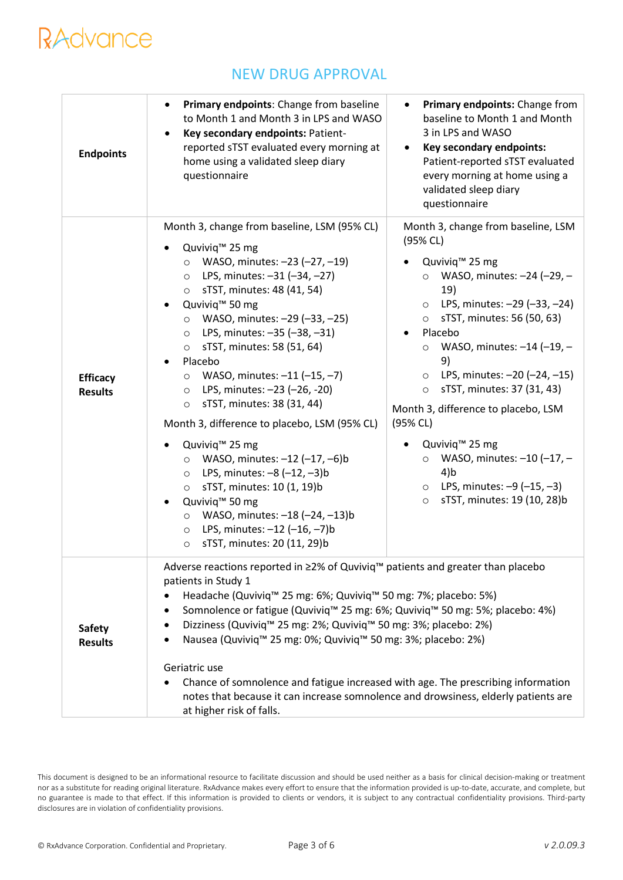# NEW DRUG APPROVAL

| | | |
|---|---|---|
| **Endpoints** | • **Primary endpoints**: Change from baseline to Month 1 and Month 3 in LPS and WASO<br>• **Key secondary endpoints:** Patient-reported sTST evaluated every morning at home using a validated sleep diary questionnaire | • **Primary endpoints:** Change from baseline to Month 1 and Month 3 in LPS and WASO<br>• **Key secondary endpoints:** Patient-reported sTST evaluated every morning at home using a validated sleep diary questionnaire |
| **Efficacy Results** | Month 3, change from baseline, LSM (95% CL)<br>• Quviviq™ 25 mg<br>  ○ WASO, minutes: –23 (–27, –19)<br>  ○ LPS, minutes: –31 (–34, –27)<br>  ○ sTST, minutes: 48 (41, 54)<br>• Quviviq™ 50 mg<br>  ○ WASO, minutes: –29 (–33, –25)<br>  ○ LPS, minutes: –35 (–38, –31)<br>  ○ sTST, minutes: 58 (51, 64)<br>• Placebo<br>  ○ WASO, minutes: –11 (–15, –7)<br>  ○ LPS, minutes: –23 (–26, -20)<br>  ○ sTST, minutes: 38 (31, 44)<br>Month 3, difference to placebo, LSM (95% CL)<br>• Quviviq™ 25 mg<br>  ○ WASO, minutes: –12 (–17, –6)b<br>  ○ LPS, minutes: –8 (–12, –3)b<br>  ○ sTST, minutes: 10 (1, 19)b<br>• Quviviq™ 50 mg<br>  ○ WASO, minutes: –18 (–24, –13)b<br>  ○ LPS, minutes: –12 (–16, –7)b<br>  ○ sTST, minutes: 20 (11, 29)b | Month 3, change from baseline, LSM (95% CL)<br>• Quviviq™ 25 mg<br>  ○ WASO, minutes: –24 (–29, –19)<br>  ○ LPS, minutes: –29 (–33, –24)<br>  ○ sTST, minutes: 56 (50, 63)<br>• Placebo<br>  ○ WASO, minutes: –14 (–19, –9)<br>  ○ LPS, minutes: –20 (–24, –15)<br>  ○ sTST, minutes: 37 (31, 43)<br>Month 3, difference to placebo, LSM (95% CL)<br>• Quviviq™ 25 mg<br>  ○ WASO, minutes: –10 (–17, –4)b<br>  ○ LPS, minutes: –9 (–15, –3)<br>  ○ sTST, minutes: 19 (10, 28)b |
| **Safety Results** | Adverse reactions reported in ≥2% of Quviviq™ patients and greater than placebo patients in Study 1<br>• Headache (Quviviq™ 25 mg: 6%; Quviviq™ 50 mg: 7%; placebo: 5%)<br>• Somnolence or fatigue (Quviviq™ 25 mg: 6%; Quviviq™ 50 mg: 5%; placebo: 4%)<br>• Dizziness (Quviviq™ 25 mg: 2%; Quviviq™ 50 mg: 3%; placebo: 2%)<br>• Nausea (Quviviq™ 25 mg: 0%; Quviviq™ 50 mg: 3%; placebo: 2%)<br><br>Geriatric use<br>• Chance of somnolence and fatigue increased with age. The prescribing information notes that because it can increase somnolence and drowsiness, elderly patients are at higher risk of falls. | |

This document is designed to be an informational resource to facilitate discussion and should be used neither as a basis for clinical decision-making or treatment nor as a substitute for reading original literature. RxAdvance makes every effort to ensure that the information provided is up-to-date, accurate, and complete, but no guarantee is made to that effect. If this information is provided to clients or vendors, it is subject to any contractual confidentiality provisions. Third-party disclosures are in violation of confidentiality provisions.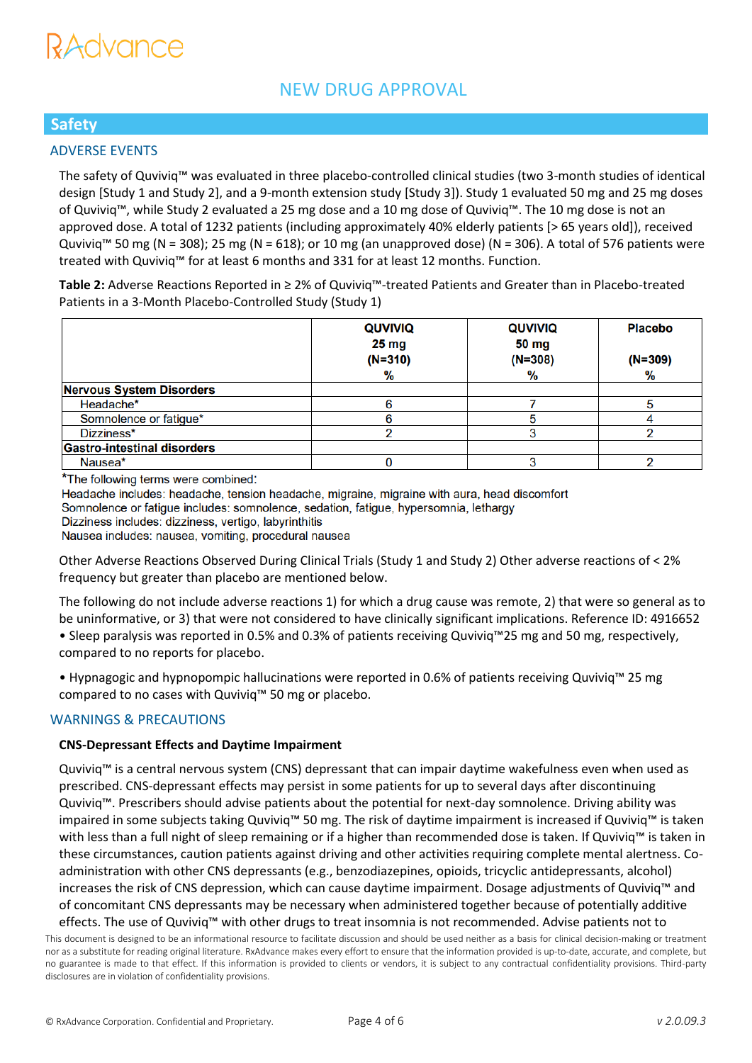# NEW DRUG APPROVAL

## Safety

### ADVERSE EVENTS

The safety of Quviviq™ was evaluated in three placebo-controlled clinical studies (two 3-month studies of identical design [Study 1 and Study 2], and a 9-month extension study [Study 3]). Study 1 evaluated 50 mg and 25 mg doses of Quviviq™, while Study 2 evaluated a 25 mg dose and a 10 mg dose of Quviviq™. The 10 mg dose is not an approved dose. A total of 1232 patients (including approximately 40% elderly patients [> 65 years old]), received Quviviq™ 50 mg (N = 308); 25 mg (N = 618); or 10 mg (an unapproved dose) (N = 306). A total of 576 patients were treated with Quviviq™ for at least 6 months and 331 for at least 12 months. Function.

**Table 2:** Adverse Reactions Reported in ≥ 2% of Quviviq™-treated Patients and Greater than in Placebo-treated Patients in a 3-Month Placebo-Controlled Study (Study 1)

| | QUVIVIQ 25 mg (N=310) % | QUVIVIQ 50 mg (N=308) % | Placebo (N=309) % |
|---|---|---|---|
| **Nervous System Disorders** | | | |
| Headache* | 6 | 7 | 5 |
| Somnolence or fatigue* | 6 | 5 | 4 |
| Dizziness* | 2 | 3 | 2 |
| **Gastro-intestinal disorders** | | | |
| Nausea* | 0 | 3 | 2 |

*The following terms were combined:
Headache includes: headache, tension headache, migraine, migraine with aura, head discomfort
Somnolence or fatigue includes: somnolence, sedation, fatigue, hypersomnia, lethargy
Dizziness includes: dizziness, vertigo, labyrinthitis
Nausea includes: nausea, vomiting, procedural nausea

Other Adverse Reactions Observed During Clinical Trials (Study 1 and Study 2) Other adverse reactions of < 2% frequency but greater than placebo are mentioned below.

The following do not include adverse reactions 1) for which a drug cause was remote, 2) that were so general as to be uninformative, or 3) that were not considered to have clinically significant implications. Reference ID: 4916652

- Sleep paralysis was reported in 0.5% and 0.3% of patients receiving Quviviq™25 mg and 50 mg, respectively, compared to no reports for placebo.
- Hypnagogic and hypnopompic hallucinations were reported in 0.6% of patients receiving Quviviq™ 25 mg compared to no cases with Quviviq™ 50 mg or placebo.

### WARNINGS & PRECAUTIONS

**CNS-Depressant Effects and Daytime Impairment**

Quviviq™ is a central nervous system (CNS) depressant that can impair daytime wakefulness even when used as prescribed. CNS-depressant effects may persist in some patients for up to several days after discontinuing Quviviq™. Prescribers should advise patients about the potential for next-day somnolence. Driving ability was impaired in some subjects taking Quviviq™ 50 mg. The risk of daytime impairment is increased if Quviviq™ is taken with less than a full night of sleep remaining or if a higher than recommended dose is taken. If Quviviq™ is taken in these circumstances, caution patients against driving and other activities requiring complete mental alertness. Co-administration with other CNS depressants (e.g., benzodiazepines, opioids, tricyclic antidepressants, alcohol) increases the risk of CNS depression, which can cause daytime impairment. Dosage adjustments of Quviviq™ and of concomitant CNS depressants may be necessary when administered together because of potentially additive effects. The use of Quviviq™ with other drugs to treat insomnia is not recommended. Advise patients not to

This document is designed to be an informational resource to facilitate discussion and should be used neither as a basis for clinical decision-making or treatment nor as a substitute for reading original literature. RxAdvance makes every effort to ensure that the information provided is up-to-date, accurate, and complete, but no guarantee is made to that effect. If this information is provided to clients or vendors, it is subject to any contractual confidentiality provisions. Third-party disclosures are in violation of confidentiality provisions.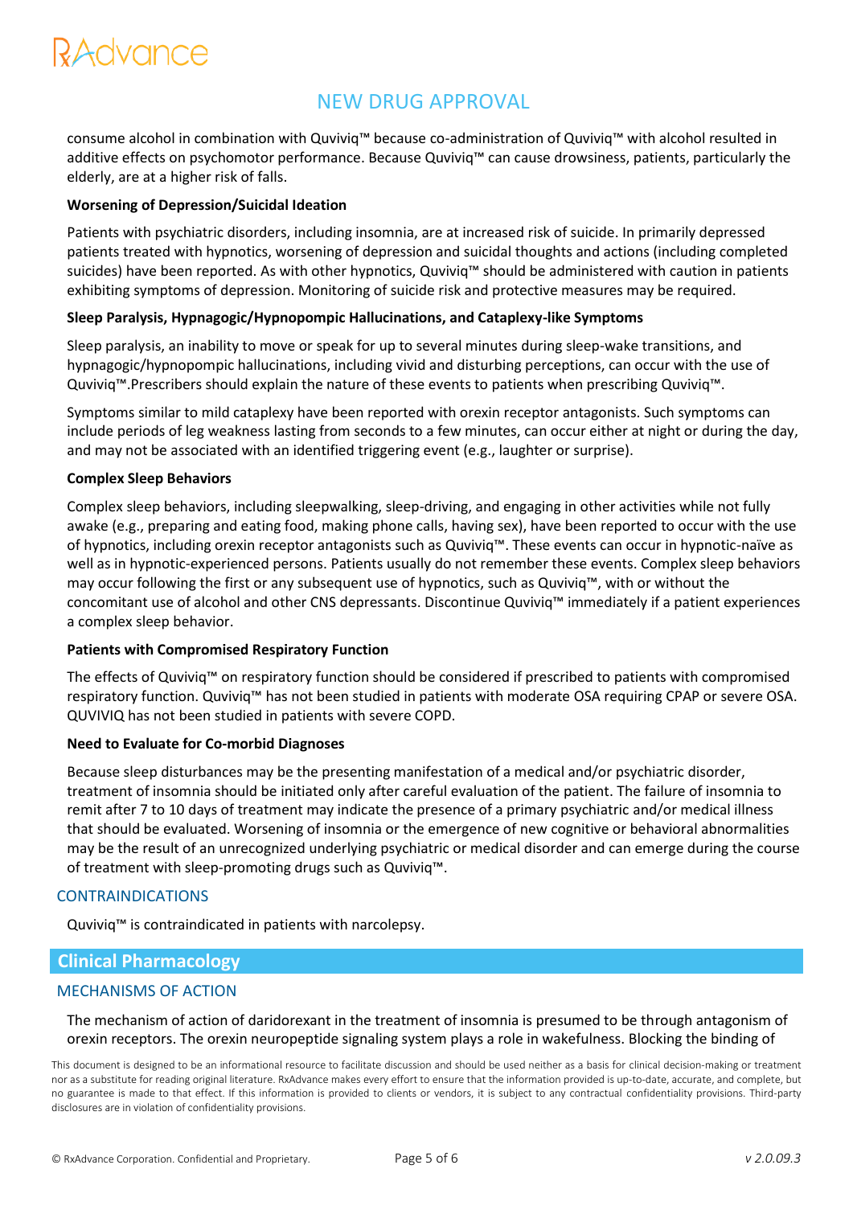consume alcohol in combination with Quviviq™ because co-administration of Quviviq™ with alcohol resulted in additive effects on psychomotor performance. Because Quviviq™ can cause drowsiness, patients, particularly the elderly, are at a higher risk of falls.

**Worsening of Depression/Suicidal Ideation**

Patients with psychiatric disorders, including insomnia, are at increased risk of suicide. In primarily depressed patients treated with hypnotics, worsening of depression and suicidal thoughts and actions (including completed suicides) have been reported. As with other hypnotics, Quviviq™ should be administered with caution in patients exhibiting symptoms of depression. Monitoring of suicide risk and protective measures may be required.

**Sleep Paralysis, Hypnagogic/Hypnopompic Hallucinations, and Cataplexy-like Symptoms**

Sleep paralysis, an inability to move or speak for up to several minutes during sleep-wake transitions, and hypnagogic/hypnopompic hallucinations, including vivid and disturbing perceptions, can occur with the use of Quviviq™.Prescribers should explain the nature of these events to patients when prescribing Quviviq™.

Symptoms similar to mild cataplexy have been reported with orexin receptor antagonists. Such symptoms can include periods of leg weakness lasting from seconds to a few minutes, can occur either at night or during the day, and may not be associated with an identified triggering event (e.g., laughter or surprise).

**Complex Sleep Behaviors**

Complex sleep behaviors, including sleepwalking, sleep-driving, and engaging in other activities while not fully awake (e.g., preparing and eating food, making phone calls, having sex), have been reported to occur with the use of hypnotics, including orexin receptor antagonists such as Quviviq™. These events can occur in hypnotic-naïve as well as in hypnotic-experienced persons. Patients usually do not remember these events. Complex sleep behaviors may occur following the first or any subsequent use of hypnotics, such as Quviviq™, with or without the concomitant use of alcohol and other CNS depressants. Discontinue Quviviq™ immediately if a patient experiences a complex sleep behavior.

**Patients with Compromised Respiratory Function**

The effects of Quviviq™ on respiratory function should be considered if prescribed to patients with compromised respiratory function. Quviviq™ has not been studied in patients with moderate OSA requiring CPAP or severe OSA. QUVIVIQ has not been studied in patients with severe COPD.

**Need to Evaluate for Co-morbid Diagnoses**

Because sleep disturbances may be the presenting manifestation of a medical and/or psychiatric disorder, treatment of insomnia should be initiated only after careful evaluation of the patient. The failure of insomnia to remit after 7 to 10 days of treatment may indicate the presence of a primary psychiatric and/or medical illness that should be evaluated. Worsening of insomnia or the emergence of new cognitive or behavioral abnormalities may be the result of an unrecognized underlying psychiatric or medical disorder and can emerge during the course of treatment with sleep-promoting drugs such as Quviviq™.

### CONTRAINDICATIONS

Quviviq™ is contraindicated in patients with narcolepsy.

## Clinical Pharmacology

### MECHANISMS OF ACTION

The mechanism of action of daridorexant in the treatment of insomnia is presumed to be through antagonism of orexin receptors. The orexin neuropeptide signaling system plays a role in wakefulness. Blocking the binding of

This document is designed to be an informational resource to facilitate discussion and should be used neither as a basis for clinical decision-making or treatment nor as a substitute for reading original literature. RxAdvance makes every effort to ensure that the information provided is up-to-date, accurate, and complete, but no guarantee is made to that effect. If this information is provided to clients or vendors, it is subject to any contractual confidentiality provisions. Third-party disclosures are in violation of confidentiality provisions.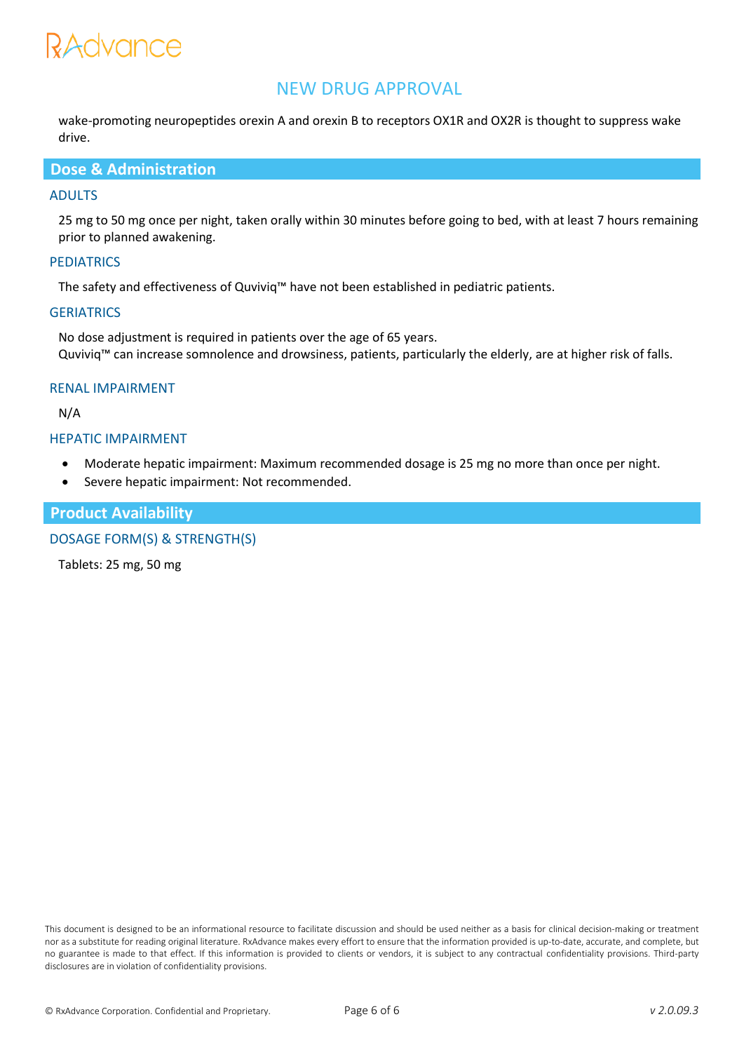wake-promoting neuropeptides orexin A and orexin B to receptors OX1R and OX2R is thought to suppress wake drive.

## Dose & Administration

### ADULTS

25 mg to 50 mg once per night, taken orally within 30 minutes before going to bed, with at least 7 hours remaining prior to planned awakening.

### PEDIATRICS

The safety and effectiveness of Quviviq™ have not been established in pediatric patients.

### GERIATRICS

No dose adjustment is required in patients over the age of 65 years.
Quviviq™ can increase somnolence and drowsiness, patients, particularly the elderly, are at higher risk of falls.

### RENAL IMPAIRMENT

N/A

### HEPATIC IMPAIRMENT

- Moderate hepatic impairment: Maximum recommended dosage is 25 mg no more than once per night.
- Severe hepatic impairment: Not recommended.

## Product Availability

### DOSAGE FORM(S) & STRENGTH(S)

Tablets: 25 mg, 50 mg

This document is designed to be an informational resource to facilitate discussion and should be used neither as a basis for clinical decision-making or treatment nor as a substitute for reading original literature. RxAdvance makes every effort to ensure that the information provided is up-to-date, accurate, and complete, but no guarantee is made to that effect. If this information is provided to clients or vendors, it is subject to any contractual confidentiality provisions. Third-party disclosures are in violation of confidentiality provisions.